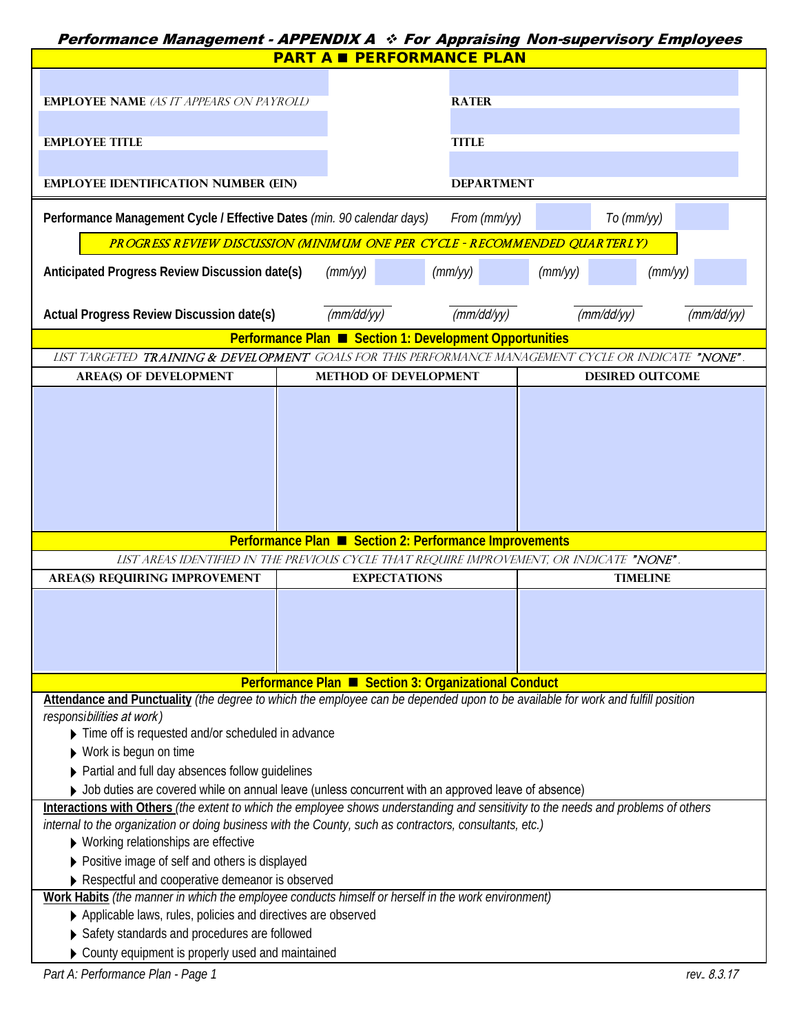# Performance Management - APPENDIX A ❖ For Appraising Non-supervisory Employees

## PART A ■ PERFORMANCE PLAN

| | |
|---|---|
| **EMPLOYEE NAME** *(AS IT APPEARS ON PAYROLL)* | **RATER** |
| **EMPLOYEE TITLE** | **TITLE** |
| **EMPLOYEE IDENTIFICATION NUMBER (EIN)** | **DEPARTMENT** |

**Performance Management Cycle / Effective Dates** *(min. 90 calendar days)* *From (mm/yy)* ______ *To (mm/yy)* ______

*PROGRESS REVIEW DISCUSSION (MINIMUM ONE PER CYCLE - RECOMMENDED QUARTERLY)*

**Anticipated Progress Review Discussion date(s)** *(mm/yy)* ______ *(mm/yy)* ______ *(mm/yy)* ______ *(mm/yy)* ______

**Actual Progress Review Discussion date(s)** ______ *(mm/dd/yy)* ______ *(mm/dd/yy)* ______ *(mm/dd/yy)* ______ *(mm/dd/yy)*

### Performance Plan ■ Section 1: Development Opportunities

*LIST TARGETED **TRAINING & DEVELOPMENT** GOALS FOR THIS PERFORMANCE MANAGEMENT CYCLE OR INDICATE "NONE".*

| AREA(S) OF DEVELOPMENT | METHOD OF DEVELOPMENT | DESIRED OUTCOME |
|---|---|---|
| | | |

### Performance Plan ■ Section 2: Performance Improvements

*LIST AREAS IDENTIFIED IN THE PREVIOUS CYCLE THAT REQUIRE IMPROVEMENT, OR INDICATE "NONE".*

| AREA(S) REQUIRING IMPROVEMENT | EXPECTATIONS | TIMELINE |
|---|---|---|
| | | |

### Performance Plan ■ Section 3: Organizational Conduct

**Attendance and Punctuality** *(the degree to which the employee can be depended upon to be available for work and fulfill position responsibilities at work)*

- Time off is requested and/or scheduled in advance
- Work is begun on time
- Partial and full day absences follow guidelines
- Job duties are covered while on annual leave (unless concurrent with an approved leave of absence)

**Interactions with Others** *(the extent to which the employee shows understanding and sensitivity to the needs and problems of others internal to the organization or doing business with the County, such as contractors, consultants, etc.)*

- Working relationships are effective
- Positive image of self and others is displayed
- Respectful and cooperative demeanor is observed

**Work Habits** *(the manner in which the employee conducts himself or herself in the work environment)*

- Applicable laws, rules, policies and directives are observed
- Safety standards and procedures are followed
- County equipment is properly used and maintained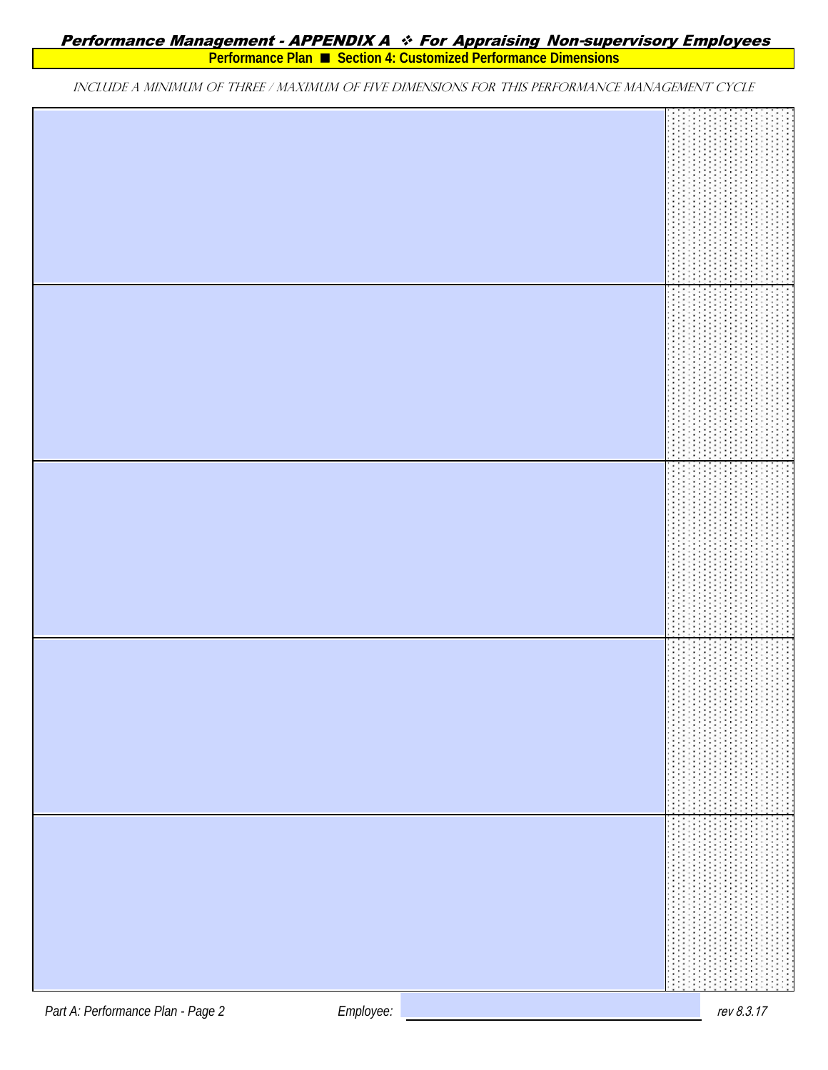# *Performance Management - APPENDIX A ❖ For Appraising Non-supervisory Employees*

## Performance Plan ■ Section 4: Customized Performance Dimensions

*INCLUDE A MINIMUM OF THREE / MAXIMUM OF FIVE DIMENSIONS FOR THIS PERFORMANCE MANAGEMENT CYCLE*

| | |
|---|---|
| | |
| | |
| | |
| | |
| | |

*Part A: Performance Plan - Page 2* *Employee:* ____________________ *rev 8.3.17*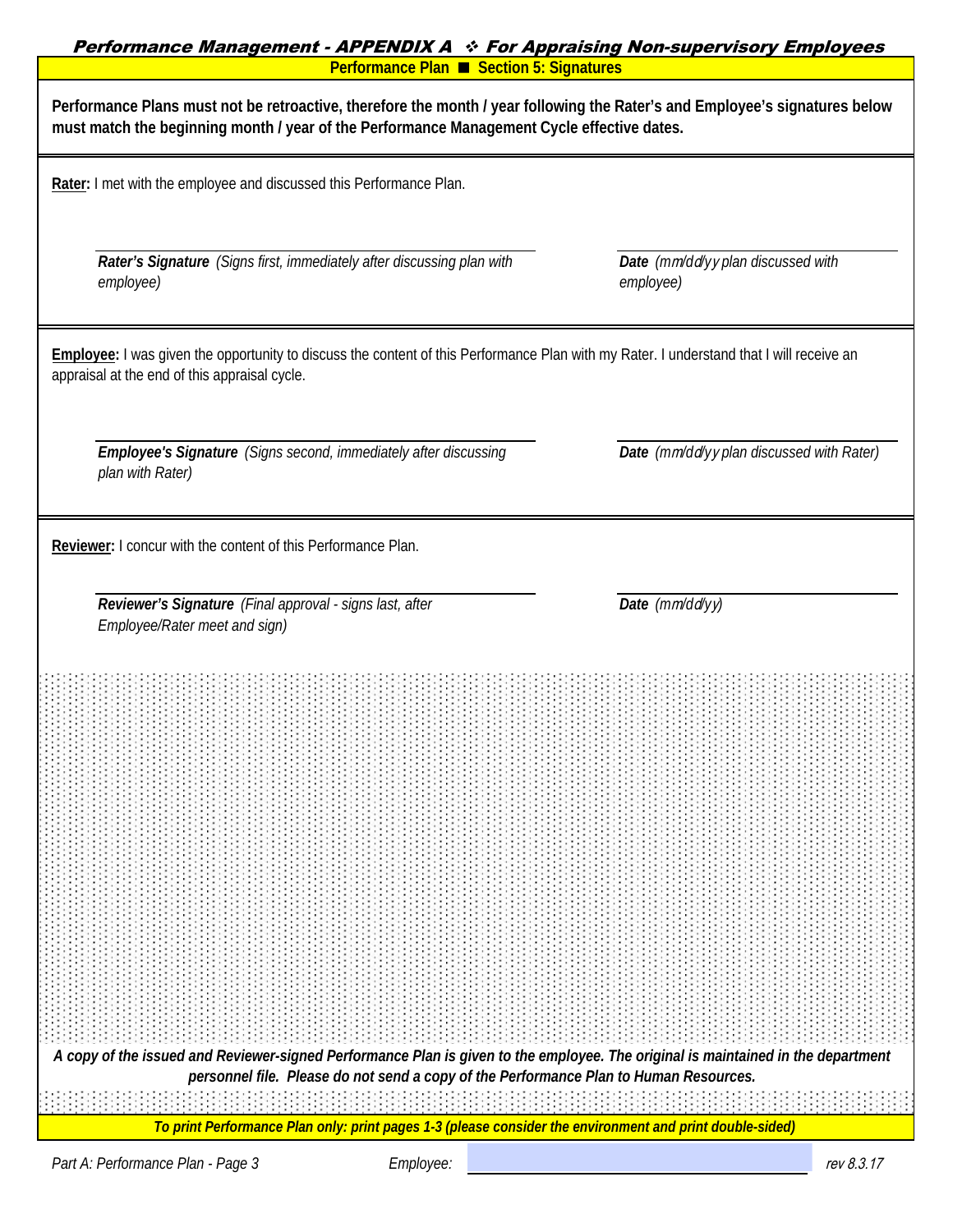**Performance Plan ■ Section 5: Signatures**

**Performance Plans must not be retroactive, therefore the month / year following the Rater's and Employee's signatures below must match the beginning month / year of the Performance Management Cycle effective dates.**

**Rater:** I met with the employee and discussed this Performance Plan.

| ______________________________ | ______________________________ |
|---|---|
| ***Rater's Signature*** *(Signs first, immediately after discussing plan with employee)* | ***Date*** *(mm/dd/yy plan discussed with employee)* |

**Employee:** I was given the opportunity to discuss the content of this Performance Plan with my Rater. I understand that I will receive an appraisal at the end of this appraisal cycle.

| ______________________________ | ______________________________ |
|---|---|
| ***Employee's Signature*** *(Signs second, immediately after discussing plan with Rater)* | ***Date*** *(mm/dd/yy plan discussed with Rater)* |

**Reviewer:** I concur with the content of this Performance Plan.

| ______________________________ | ______________________________ |
|---|---|
| ***Reviewer's Signature*** *(Final approval - signs last, after Employee/Rater meet and sign)* | ***Date*** *(mm/dd/yy)* |

***A copy of the issued and Reviewer-signed Performance Plan is given to the employee. The original is maintained in the department personnel file. Please do not send a copy of the Performance Plan to Human Resources.***

***To print Performance Plan only: print pages 1-3 (please consider the environment and print double-sided)***

*Employee:* ______________________________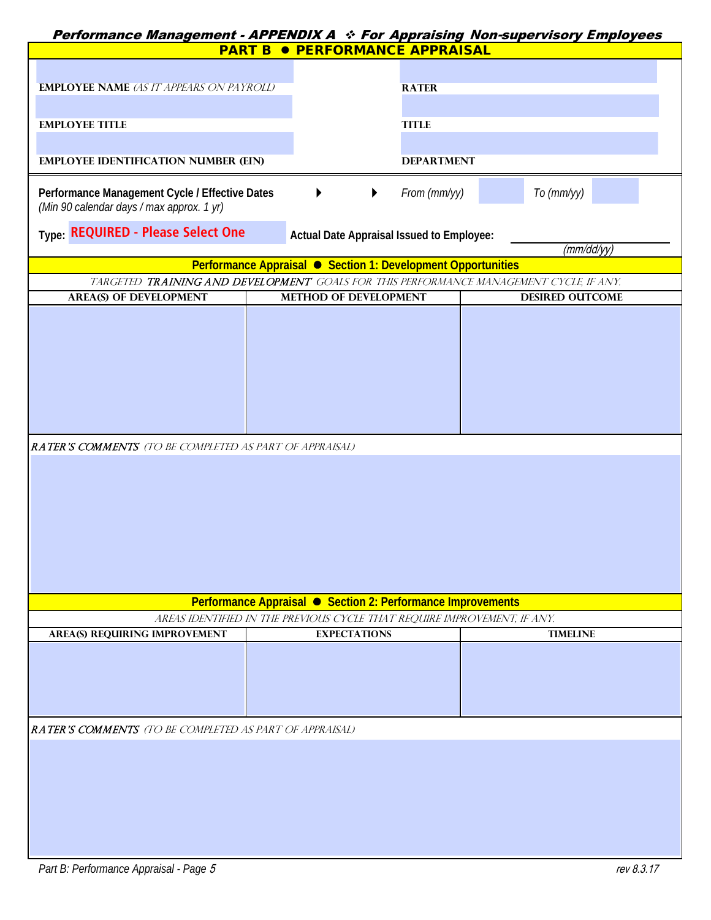**Performance Management - APPENDIX A ❖ For Appraising Non-supervisory Employees**

## PART B ● PERFORMANCE APPRAISAL

| | |
|---|---|
| **EMPLOYEE NAME** *(AS IT APPEARS ON PAYROLL)* | **RATER** |
| **EMPLOYEE TITLE** | **TITLE** |
| **EMPLOYEE IDENTIFICATION NUMBER (EIN)** | **DEPARTMENT** |

**Performance Management Cycle / Effective Dates** ▶ ▶ *From (mm/yy)* ______ *To (mm/yy)* ______
*(Min 90 calendar days / max approx. 1 yr)*

**Type:** REQUIRED - Please Select One **Actual Date Appraisal Issued to Employee:** ____________ *(mm/dd/yy)*

### Performance Appraisal ● Section 1: Development Opportunities

*TARGETED **TRAINING AND DEVELOPMENT** GOALS FOR THIS PERFORMANCE MANAGEMENT CYCLE, IF ANY.*

| AREA(S) OF DEVELOPMENT | METHOD OF DEVELOPMENT | DESIRED OUTCOME |
|---|---|---|
| | | |

***RATER'S COMMENTS*** *(TO BE COMPLETED AS PART OF APPRAISAL)*

### Performance Appraisal ● Section 2: Performance Improvements

*AREAS IDENTIFIED IN THE PREVIOUS CYCLE THAT REQUIRE IMPROVEMENT, IF ANY.*

| AREA(S) REQUIRING IMPROVEMENT | EXPECTATIONS | TIMELINE |
|---|---|---|
| | | |

***RATER'S COMMENTS*** *(TO BE COMPLETED AS PART OF APPRAISAL)*

*Part B: Performance Appraisal - Page 5* *rev 8.3.17*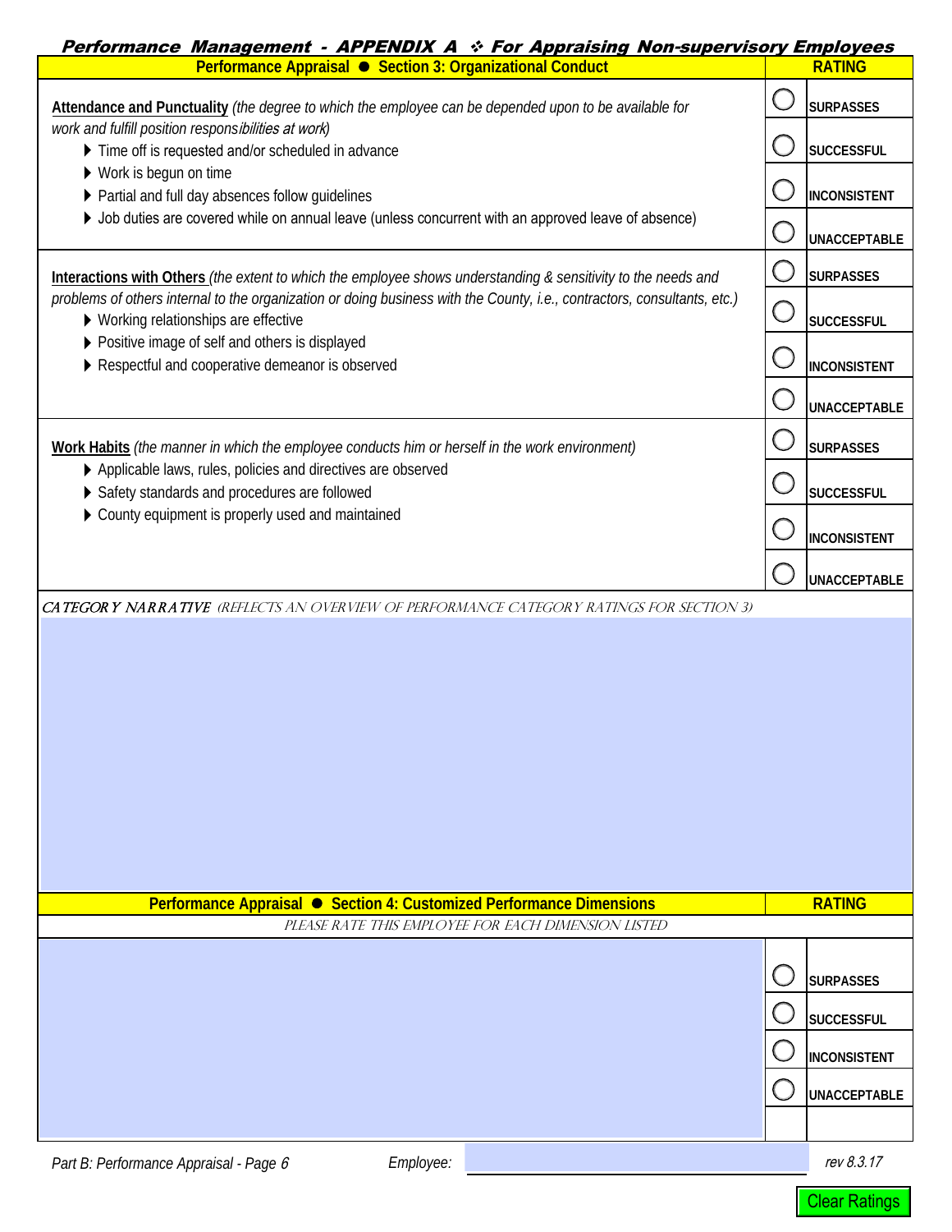***Performance Management - APPENDIX A ❖ For Appraising Non-supervisory Employees***

| Performance Appraisal ● Section 3: Organizational Conduct | RATING |
|---|---|
| **Attendance and Punctuality** *(the degree to which the employee can be depended upon to be available for work and fulfill position responsibilities at work)*<br>▶ Time off is requested and/or scheduled in advance<br>▶ Work is begun on time<br>▶ Partial and full day absences follow guidelines<br>▶ Job duties are covered while on annual leave (unless concurrent with an approved leave of absence) | ◯ SURPASSES<br>◯ SUCCESSFUL<br>◯ INCONSISTENT<br>◯ UNACCEPTABLE |
| **Interactions with Others** *(the extent to which the employee shows understanding & sensitivity to the needs and problems of others internal to the organization or doing business with the County, i.e., contractors, consultants, etc.)*<br>▶ Working relationships are effective<br>▶ Positive image of self and others is displayed<br>▶ Respectful and cooperative demeanor is observed | ◯ SURPASSES<br>◯ SUCCESSFUL<br>◯ INCONSISTENT<br>◯ UNACCEPTABLE |
| **Work Habits** *(the manner in which the employee conducts him or herself in the work environment)*<br>▶ Applicable laws, rules, policies and directives are observed<br>▶ Safety standards and procedures are followed<br>▶ County equipment is properly used and maintained | ◯ SURPASSES<br>◯ SUCCESSFUL<br>◯ INCONSISTENT<br>◯ UNACCEPTABLE |

**CATEGORY NARRATIVE** *(REFLECTS AN OVERVIEW OF PERFORMANCE CATEGORY RATINGS FOR SECTION 3)*

| Performance Appraisal ● Section 4: Customized Performance Dimensions | RATING |
|---|---|
| *PLEASE RATE THIS EMPLOYEE FOR EACH DIMENSION LISTED* | |
| | ◯ SURPASSES<br>◯ SUCCESSFUL<br>◯ INCONSISTENT<br>◯ UNACCEPTABLE |

*Part B: Performance Appraisal - Page 6* &nbsp;&nbsp; *Employee:* ____________________ &nbsp;&nbsp; *rev 8.3.17*

Clear Ratings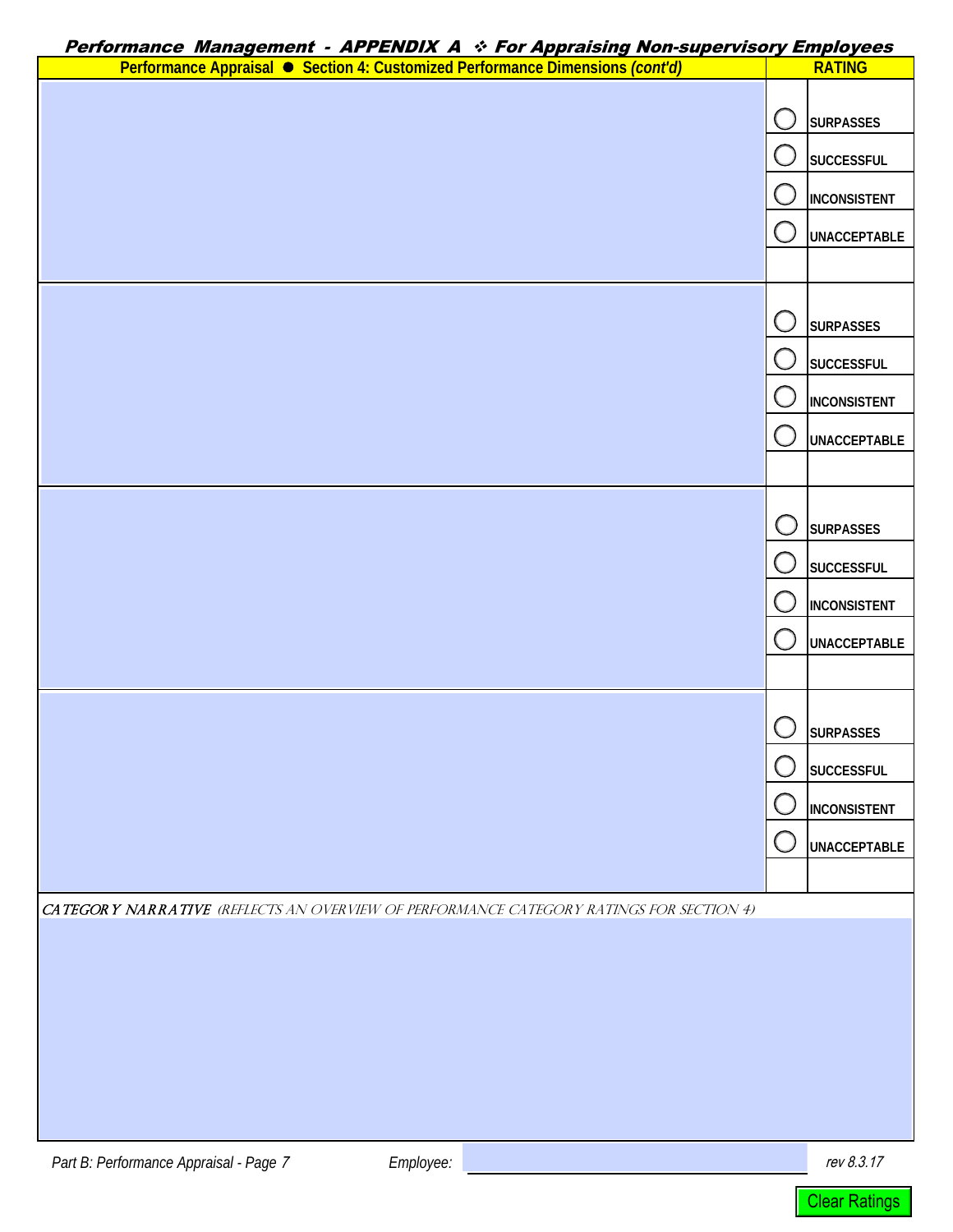## *Performance Management - APPENDIX A ❖ For Appraising Non-supervisory Employees*

| Performance Appraisal ● Section 4: Customized Performance Dimensions *(cont'd)* | RATING |
|---|---|
| | ◯ SURPASSES<br>◯ SUCCESSFUL<br>◯ INCONSISTENT<br>◯ UNACCEPTABLE |
| | ◯ SURPASSES<br>◯ SUCCESSFUL<br>◯ INCONSISTENT<br>◯ UNACCEPTABLE |
| | ◯ SURPASSES<br>◯ SUCCESSFUL<br>◯ INCONSISTENT<br>◯ UNACCEPTABLE |
| | ◯ SURPASSES<br>◯ SUCCESSFUL<br>◯ INCONSISTENT<br>◯ UNACCEPTABLE |

*CATEGORY NARRATIVE (Reflects an overview of performance category ratings for Section 4)*

*Part B: Performance Appraisal - Page 7* *Employee:* _______________ *rev 8.3.17*

Clear Ratings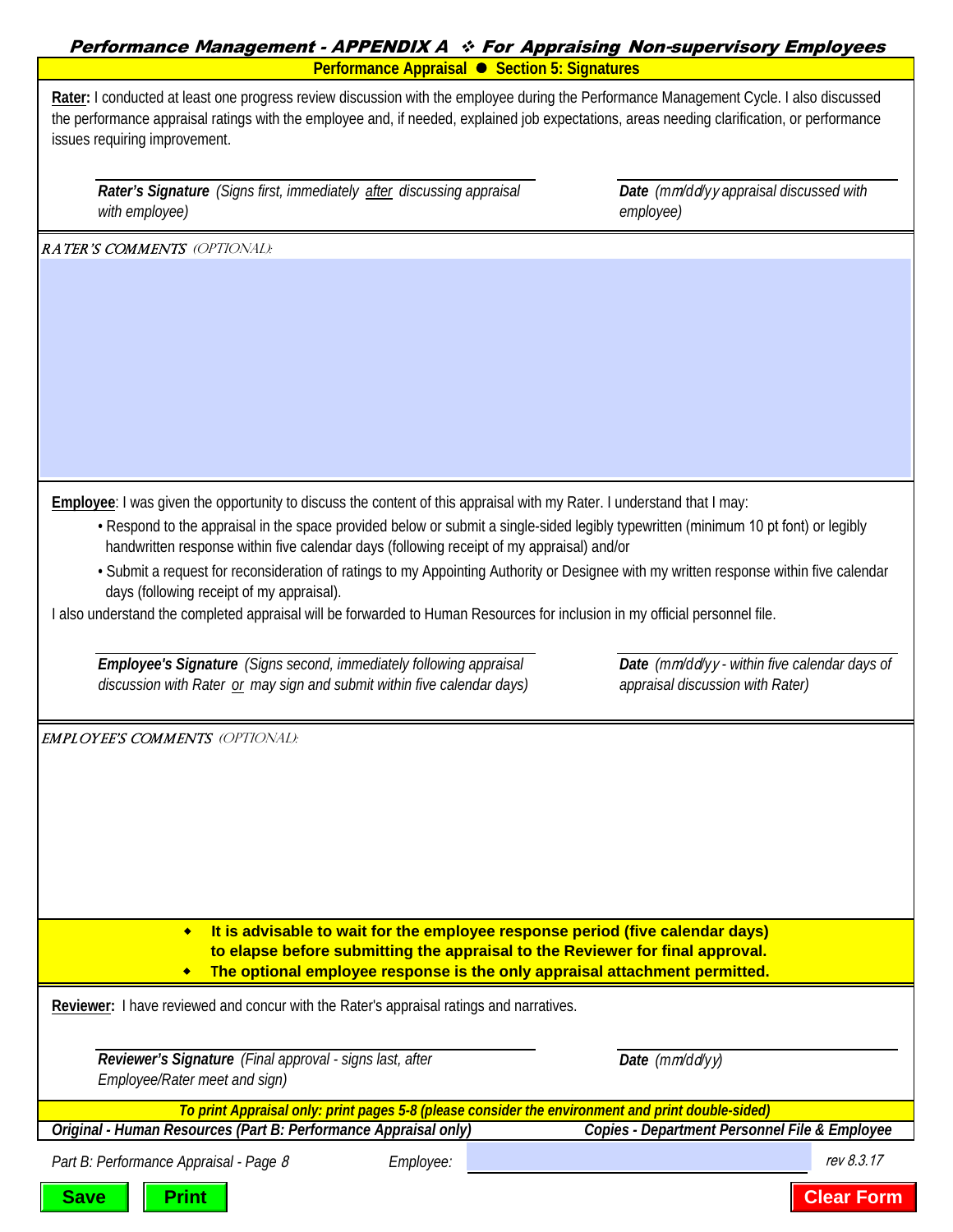## Performance Management - APPENDIX A ❖ For Appraising Non-supervisory Employees

### Performance Appraisal ● Section 5: Signatures

**Rater:** I conducted at least one progress review discussion with the employee during the Performance Management Cycle. I also discussed the performance appraisal ratings with the employee and, if needed, explained job expectations, areas needing clarification, or performance issues requiring improvement.

| | |
|---|---|
| **Rater's Signature** *(Signs first, immediately after discussing appraisal with employee)* | **Date** *(mm/dd/yy appraisal discussed with employee)* |

**RATER'S COMMENTS** *(OPTIONAL):*

**Employee**: I was given the opportunity to discuss the content of this appraisal with my Rater. I understand that I may:

- Respond to the appraisal in the space provided below or submit a single-sided legibly typewritten (minimum 10 pt font) or legibly handwritten response within five calendar days (following receipt of my appraisal) and/or
- Submit a request for reconsideration of ratings to my Appointing Authority or Designee with my written response within five calendar days (following receipt of my appraisal).

I also understand the completed appraisal will be forwarded to Human Resources for inclusion in my official personnel file.

| | |
|---|---|
| **Employee's Signature** *(Signs second, immediately following appraisal discussion with Rater or may sign and submit within five calendar days)* | **Date** *(mm/dd/yy - within five calendar days of appraisal discussion with Rater)* |

**EMPLOYEE'S COMMENTS** *(OPTIONAL):*

- **It is advisable to wait for the employee response period (five calendar days) to elapse before submitting the appraisal to the Reviewer for final approval.**
- **The optional employee response is the only appraisal attachment permitted.**

**Reviewer:** I have reviewed and concur with the Rater's appraisal ratings and narratives.

| | |
|---|---|
| **Reviewer's Signature** *(Final approval - signs last, after Employee/Rater meet and sign)* | **Date** *(mm/dd/yy)* |

***To print Appraisal only: print pages 5-8 (please consider the environment and print double-sided)***

***Original - Human Resources (Part B: Performance Appraisal only)*** ***Copies - Department Personnel File & Employee***

*Part B: Performance Appraisal - Page 8* *Employee:* *rev 8.3.17*

Save Print Clear Form